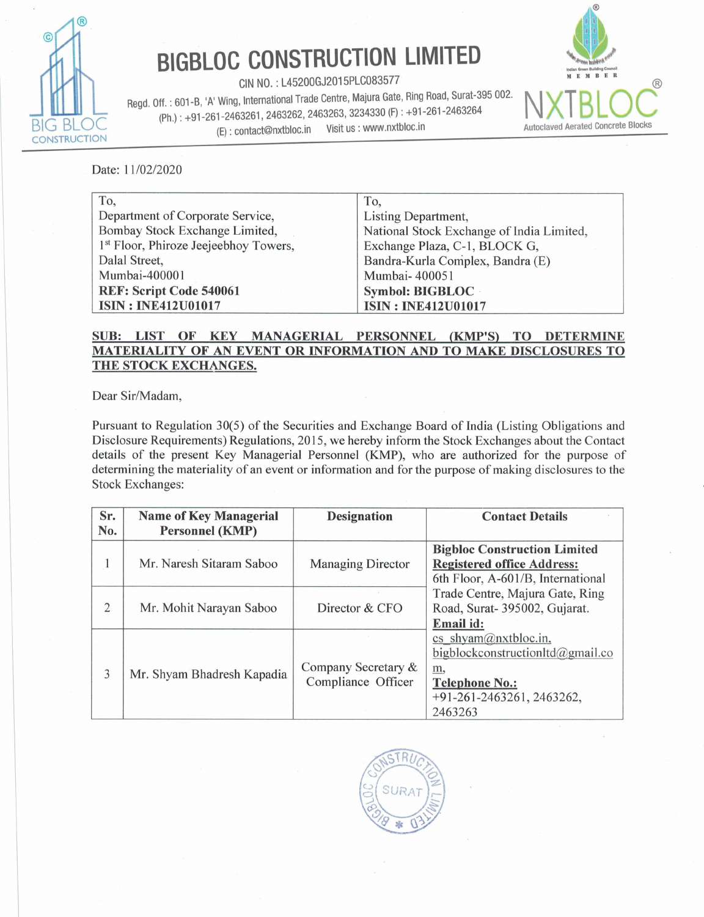# BIGBLOC CONSTRUCTION LIMITED

CIN NO. : L45200GJ2015PLC083577

Regd. Off. : 601-B, 'A' Wing, International Trade Centre, Majura Gate, Ring Road, Surat-395 002.
(Ph.) : +91-261-2463261, 2463262, 2463263, 3234330 (F) : +91-261-2463264
(E) : contact@nxtbloc.in Visit us : www.nxtbloc.in

NXTBLOC
Autoclaved Aerated Concrete Blocks

Date: 11/02/2020

| To, | To, |
|---|---|
| Department of Corporate Service, | Listing Department, |
| Bombay Stock Exchange Limited, | National Stock Exchange of India Limited, |
| 1st Floor, Phiroze Jeejeebhoy Towers, | Exchange Plaza, C-1, BLOCK G, |
| Dalal Street, | Bandra-Kurla Complex, Bandra (E) |
| Mumbai-400001 | Mumbai- 400051 |
| **REF: Script Code 540061** | **Symbol: BIGBLOC** |
| **ISIN : INE412U01017** | **ISIN : INE412U01017** |

**SUB: LIST OF KEY MANAGERIAL PERSONNEL (KMP'S) TO DETERMINE MATERIALITY OF AN EVENT OR INFORMATION AND TO MAKE DISCLOSURES TO THE STOCK EXCHANGES.**

Dear Sir/Madam,

Pursuant to Regulation 30(5) of the Securities and Exchange Board of India (Listing Obligations and Disclosure Requirements) Regulations, 2015, we hereby inform the Stock Exchanges about the Contact details of the present Key Managerial Personnel (KMP), who are authorized for the purpose of determining the materiality of an event or information and for the purpose of making disclosures to the Stock Exchanges:

| Sr. No. | Name of Key Managerial Personnel (KMP) | Designation | Contact Details |
|---|---|---|---|
| 1 | Mr. Naresh Sitaram Saboo | Managing Director | **Bigbloc Construction Limited** **Registered office Address:** 6th Floor, A-601/B, International Trade Centre, Majura Gate, Ring Road, Surat- 395002, Gujarat. **Email id:** cs_shyam@nxtbloc.in, bigblockconstructionltd@gmail.com, **Telephone No.:** +91-261-2463261, 2463262, 2463263 |
| 2 | Mr. Mohit Narayan Saboo | Director & CFO | |
| 3 | Mr. Shyam Bhadresh Kapadia | Company Secretary & Compliance Officer | |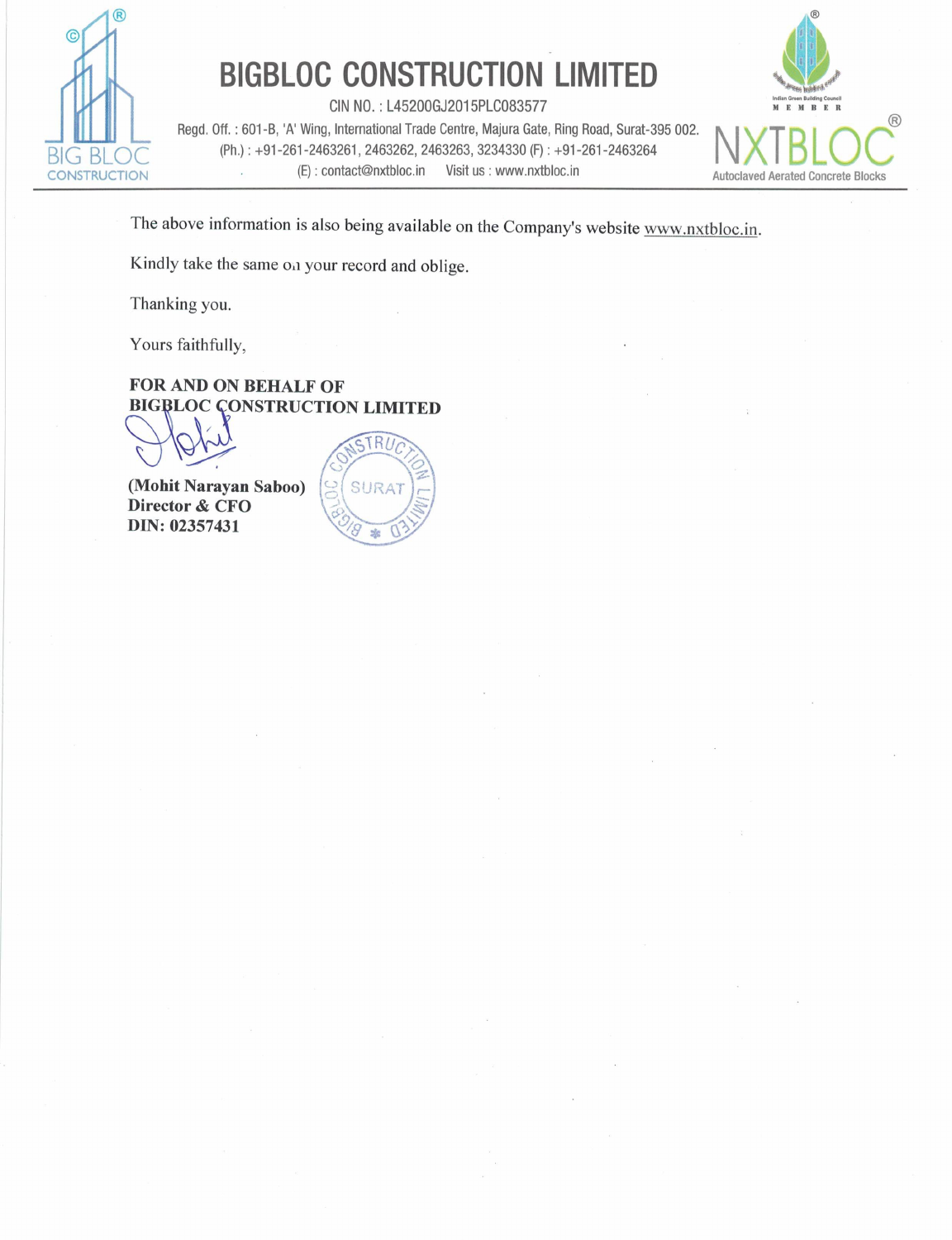# BIGBLOC CONSTRUCTION LIMITED

CIN NO. : L45200GJ2015PLC083577

Regd. Off. : 601-B, 'A' Wing, International Trade Centre, Majura Gate, Ring Road, Surat-395 002.
(Ph.) : +91-261-2463261, 2463262, 2463263, 3234330 (F) : +91-261-2463264
(E) : contact@nxtbloc.in Visit us : www.nxtbloc.in

NXTBLOC® Autoclaved Aerated Concrete Blocks

Indian Green Building Council MEMBER

---

The above information is also being available on the Company's website www.nxtbloc.in.

Kindly take the same on your record and oblige.

Thanking you.

Yours faithfully,

**FOR AND ON BEHALF OF**
**BIGBLOC CONSTRUCTION LIMITED**

**(Mohit Narayan Saboo)**
**Director & CFO**
**DIN: 02357431**